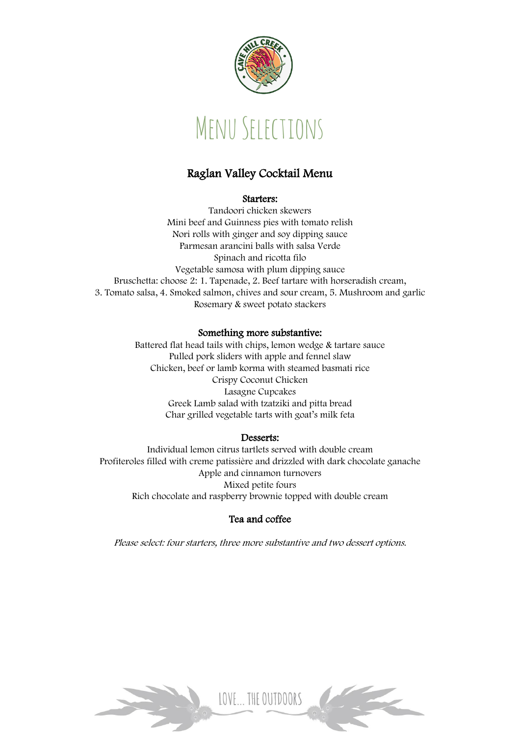# Menu Selections

## Raglan Valley Cocktail Menu

### Starters:

Tandoori chicken skewers
Mini beef and Guinness pies with tomato relish
Nori rolls with ginger and soy dipping sauce
Parmesan arancini balls with salsa Verde
Spinach and ricotta filo
Vegetable samosa with plum dipping sauce
Bruschetta: choose 2: 1. Tapenade, 2. Beef tartare with horseradish cream, 3. Tomato salsa, 4. Smoked salmon, chives and sour cream, 5. Mushroom and garlic
Rosemary & sweet potato stackers

### Something more substantive:

Battered flat head tails with chips, lemon wedge & tartare sauce
Pulled pork sliders with apple and fennel slaw
Chicken, beef or lamb korma with steamed basmati rice
Crispy Coconut Chicken
Lasagne Cupcakes
Greek Lamb salad with tzatziki and pitta bread
Char grilled vegetable tarts with goat's milk feta

### Desserts:

Individual lemon citrus tartlets served with double cream
Profiteroles filled with creme patissière and drizzled with dark chocolate ganache
Apple and cinnamon turnovers
Mixed petite fours
Rich chocolate and raspberry brownie topped with double cream

### Tea and coffee

*Please select: four starters, three more substantive and two dessert options.*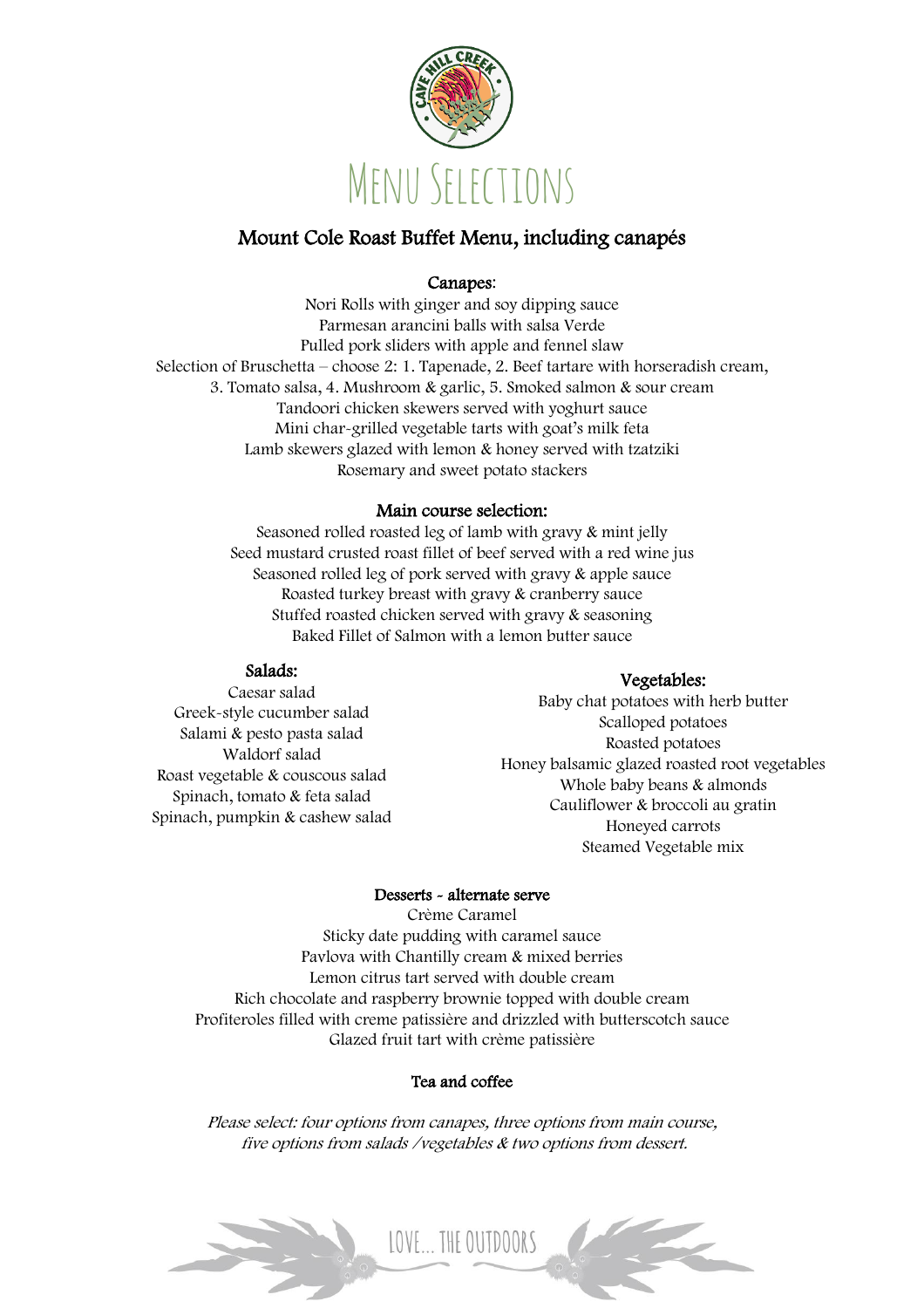# MENU SELECTIONS

## Mount Cole Roast Buffet Menu, including canapés

### Canapes:

Nori Rolls with ginger and soy dipping sauce
Parmesan arancini balls with salsa Verde
Pulled pork sliders with apple and fennel slaw
Selection of Bruschetta – choose 2: 1. Tapenade, 2. Beef tartare with horseradish cream, 3. Tomato salsa, 4. Mushroom & garlic, 5. Smoked salmon & sour cream
Tandoori chicken skewers served with yoghurt sauce
Mini char-grilled vegetable tarts with goat's milk feta
Lamb skewers glazed with lemon & honey served with tzatziki
Rosemary and sweet potato stackers

### Main course selection:

Seasoned rolled roasted leg of lamb with gravy & mint jelly
Seed mustard crusted roast fillet of beef served with a red wine jus
Seasoned rolled leg of pork served with gravy & apple sauce
Roasted turkey breast with gravy & cranberry sauce
Stuffed roasted chicken served with gravy & seasoning
Baked Fillet of Salmon with a lemon butter sauce

### Salads:

Caesar salad
Greek-style cucumber salad
Salami & pesto pasta salad
Waldorf salad
Roast vegetable & couscous salad
Spinach, tomato & feta salad
Spinach, pumpkin & cashew salad

### Vegetables:

Baby chat potatoes with herb butter
Scalloped potatoes
Roasted potatoes
Honey balsamic glazed roasted root vegetables
Whole baby beans & almonds
Cauliflower & broccoli au gratin
Honeyed carrots
Steamed Vegetable mix

### Desserts - alternate serve

Crème Caramel
Sticky date pudding with caramel sauce
Pavlova with Chantilly cream & mixed berries
Lemon citrus tart served with double cream
Rich chocolate and raspberry brownie topped with double cream
Profiteroles filled with creme patissière and drizzled with butterscotch sauce
Glazed fruit tart with crème patissière

### Tea and coffee

*Please select: four options from canapes, three options from main course, five options from salads /vegetables & two options from dessert.*

LOVE... THE OUTDOORS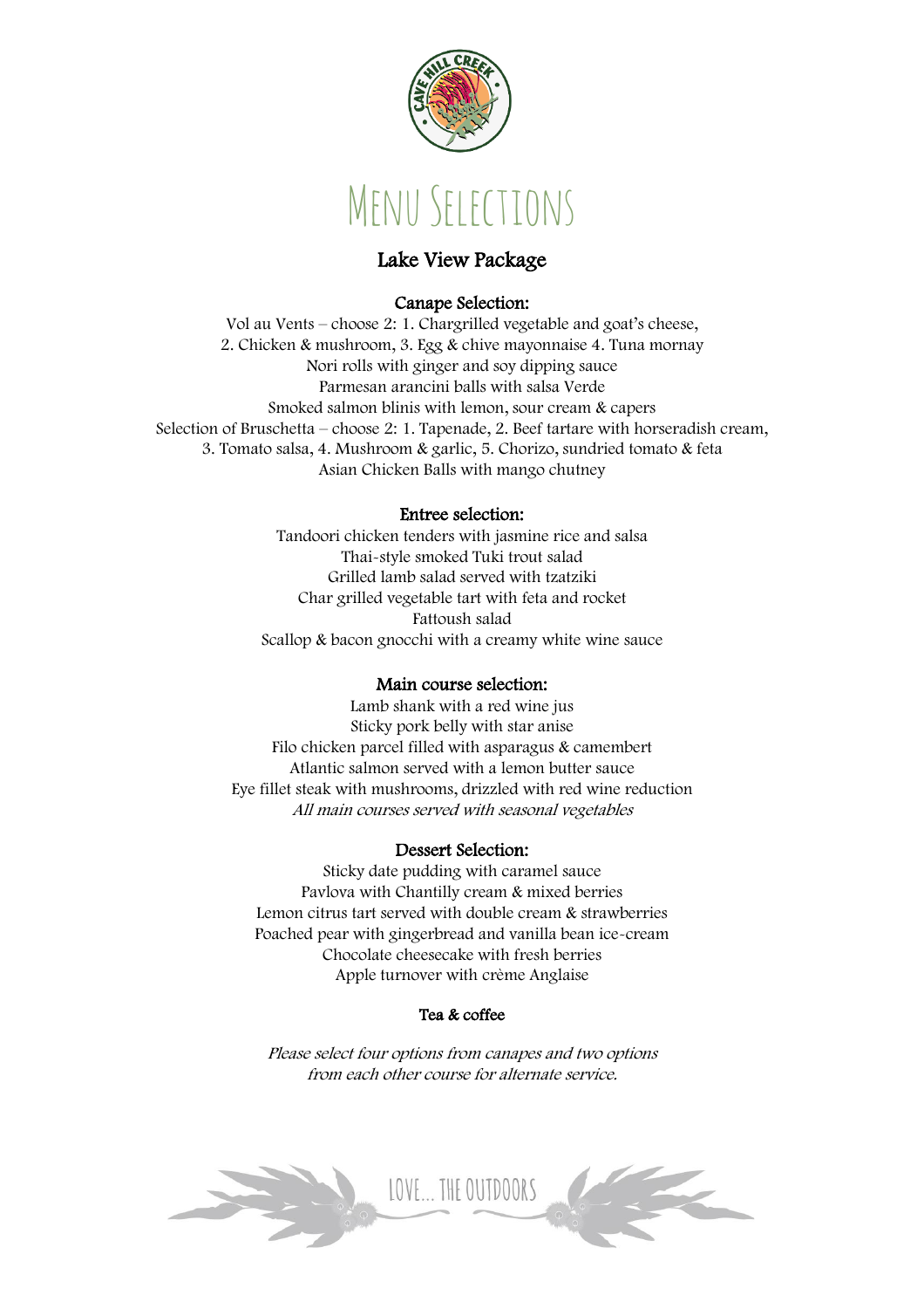# Menu Selections

## Lake View Package

### Canape Selection:

Vol au Vents – choose 2: 1. Chargrilled vegetable and goat's cheese, 2. Chicken & mushroom, 3. Egg & chive mayonnaise 4. Tuna mornay
Nori rolls with ginger and soy dipping sauce
Parmesan arancini balls with salsa Verde
Smoked salmon blinis with lemon, sour cream & capers
Selection of Bruschetta – choose 2: 1. Tapenade, 2. Beef tartare with horseradish cream, 3. Tomato salsa, 4. Mushroom & garlic, 5. Chorizo, sundried tomato & feta
Asian Chicken Balls with mango chutney

### Entree selection:

Tandoori chicken tenders with jasmine rice and salsa
Thai-style smoked Tuki trout salad
Grilled lamb salad served with tzatziki
Char grilled vegetable tart with feta and rocket
Fattoush salad
Scallop & bacon gnocchi with a creamy white wine sauce

### Main course selection:

Lamb shank with a red wine jus
Sticky pork belly with star anise
Filo chicken parcel filled with asparagus & camembert
Atlantic salmon served with a lemon butter sauce
Eye fillet steak with mushrooms, drizzled with red wine reduction
*All main courses served with seasonal vegetables*

### Dessert Selection:

Sticky date pudding with caramel sauce
Pavlova with Chantilly cream & mixed berries
Lemon citrus tart served with double cream & strawberries
Poached pear with gingerbread and vanilla bean ice-cream
Chocolate cheesecake with fresh berries
Apple turnover with crème Anglaise

### Tea & coffee

*Please select four options from canapes and two options from each other course for alternate service.*

LOVE… THE OUTDOORS